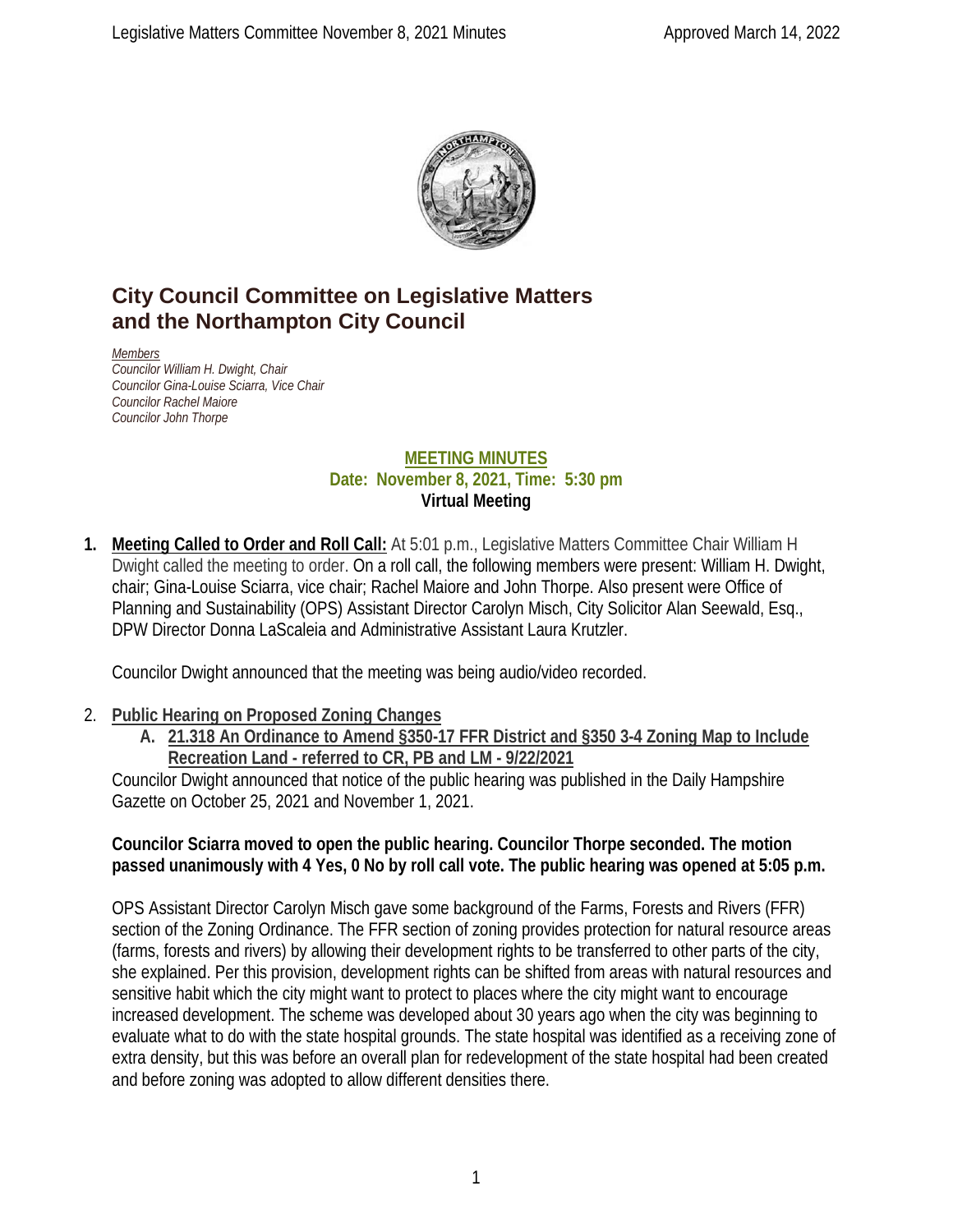# City Council Committee on Legislative Matters and the Northampton City Council

*Members*
*Councilor William H. Dwight, Chair*
*Councilor Gina-Louise Sciarra, Vice Chair*
*Councilor Rachel Maiore*
*Councilor John Thorpe*

**MEETING MINUTES**
**Date: November 8, 2021, Time: 5:30 pm**
**Virtual Meeting**

1. **Meeting Called to Order and Roll Call:** At 5:01 p.m., Legislative Matters Committee Chair William H Dwight called the meeting to order. On a roll call, the following members were present: William H. Dwight, chair; Gina-Louise Sciarra, vice chair; Rachel Maiore and John Thorpe. Also present were Office of Planning and Sustainability (OPS) Assistant Director Carolyn Misch, City Solicitor Alan Seewald, Esq., DPW Director Donna LaScaleia and Administrative Assistant Laura Krutzler.

   Councilor Dwight announced that the meeting was being audio/video recorded.

2. **Public Hearing on Proposed Zoning Changes**
   A. **21.318 An Ordinance to Amend §350-17 FFR District and §350 3-4 Zoning Map to Include Recreation Land - referred to CR, PB and LM - 9/22/2021**

   Councilor Dwight announced that notice of the public hearing was published in the Daily Hampshire Gazette on October 25, 2021 and November 1, 2021.

   **Councilor Sciarra moved to open the public hearing. Councilor Thorpe seconded. The motion passed unanimously with 4 Yes, 0 No by roll call vote. The public hearing was opened at 5:05 p.m.**

   OPS Assistant Director Carolyn Misch gave some background of the Farms, Forests and Rivers (FFR) section of the Zoning Ordinance. The FFR section of zoning provides protection for natural resource areas (farms, forests and rivers) by allowing their development rights to be transferred to other parts of the city, she explained. Per this provision, development rights can be shifted from areas with natural resources and sensitive habit which the city might want to protect to places where the city might want to encourage increased development. The scheme was developed about 30 years ago when the city was beginning to evaluate what to do with the state hospital grounds. The state hospital was identified as a receiving zone of extra density, but this was before an overall plan for redevelopment of the state hospital had been created and before zoning was adopted to allow different densities there.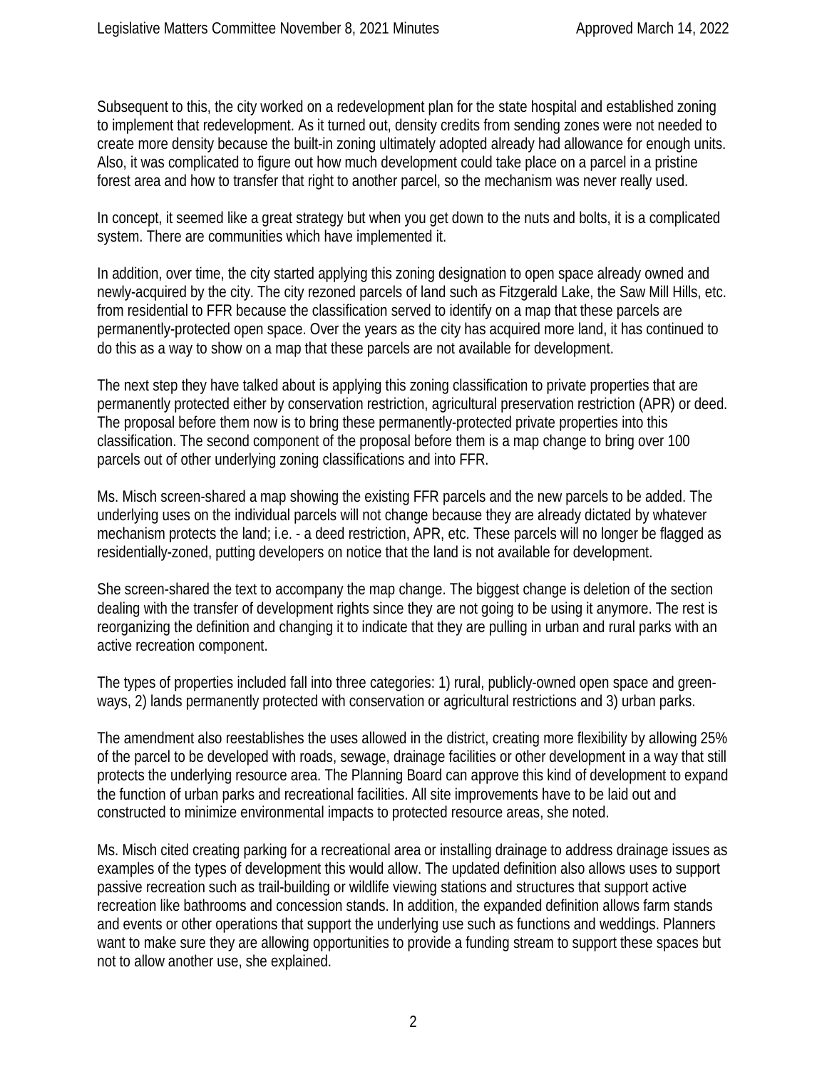Subsequent to this, the city worked on a redevelopment plan for the state hospital and established zoning to implement that redevelopment. As it turned out, density credits from sending zones were not needed to create more density because the built-in zoning ultimately adopted already had allowance for enough units. Also, it was complicated to figure out how much development could take place on a parcel in a pristine forest area and how to transfer that right to another parcel, so the mechanism was never really used.

In concept, it seemed like a great strategy but when you get down to the nuts and bolts, it is a complicated system. There are communities which have implemented it.

In addition, over time, the city started applying this zoning designation to open space already owned and newly-acquired by the city. The city rezoned parcels of land such as Fitzgerald Lake, the Saw Mill Hills, etc. from residential to FFR because the classification served to identify on a map that these parcels are permanently-protected open space. Over the years as the city has acquired more land, it has continued to do this as a way to show on a map that these parcels are not available for development.

The next step they have talked about is applying this zoning classification to private properties that are permanently protected either by conservation restriction, agricultural preservation restriction (APR) or deed. The proposal before them now is to bring these permanently-protected private properties into this classification. The second component of the proposal before them is a map change to bring over 100 parcels out of other underlying zoning classifications and into FFR.

Ms. Misch screen-shared a map showing the existing FFR parcels and the new parcels to be added. The underlying uses on the individual parcels will not change because they are already dictated by whatever mechanism protects the land; i.e. - a deed restriction, APR, etc. These parcels will no longer be flagged as residentially-zoned, putting developers on notice that the land is not available for development.

She screen-shared the text to accompany the map change. The biggest change is deletion of the section dealing with the transfer of development rights since they are not going to be using it anymore. The rest is reorganizing the definition and changing it to indicate that they are pulling in urban and rural parks with an active recreation component.

The types of properties included fall into three categories: 1) rural, publicly-owned open space and green-ways, 2) lands permanently protected with conservation or agricultural restrictions and 3) urban parks.

The amendment also reestablishes the uses allowed in the district, creating more flexibility by allowing 25% of the parcel to be developed with roads, sewage, drainage facilities or other development in a way that still protects the underlying resource area. The Planning Board can approve this kind of development to expand the function of urban parks and recreational facilities. All site improvements have to be laid out and constructed to minimize environmental impacts to protected resource areas, she noted.

Ms. Misch cited creating parking for a recreational area or installing drainage to address drainage issues as examples of the types of development this would allow. The updated definition also allows uses to support passive recreation such as trail-building or wildlife viewing stations and structures that support active recreation like bathrooms and concession stands. In addition, the expanded definition allows farm stands and events or other operations that support the underlying use such as functions and weddings. Planners want to make sure they are allowing opportunities to provide a funding stream to support these spaces but not to allow another use, she explained.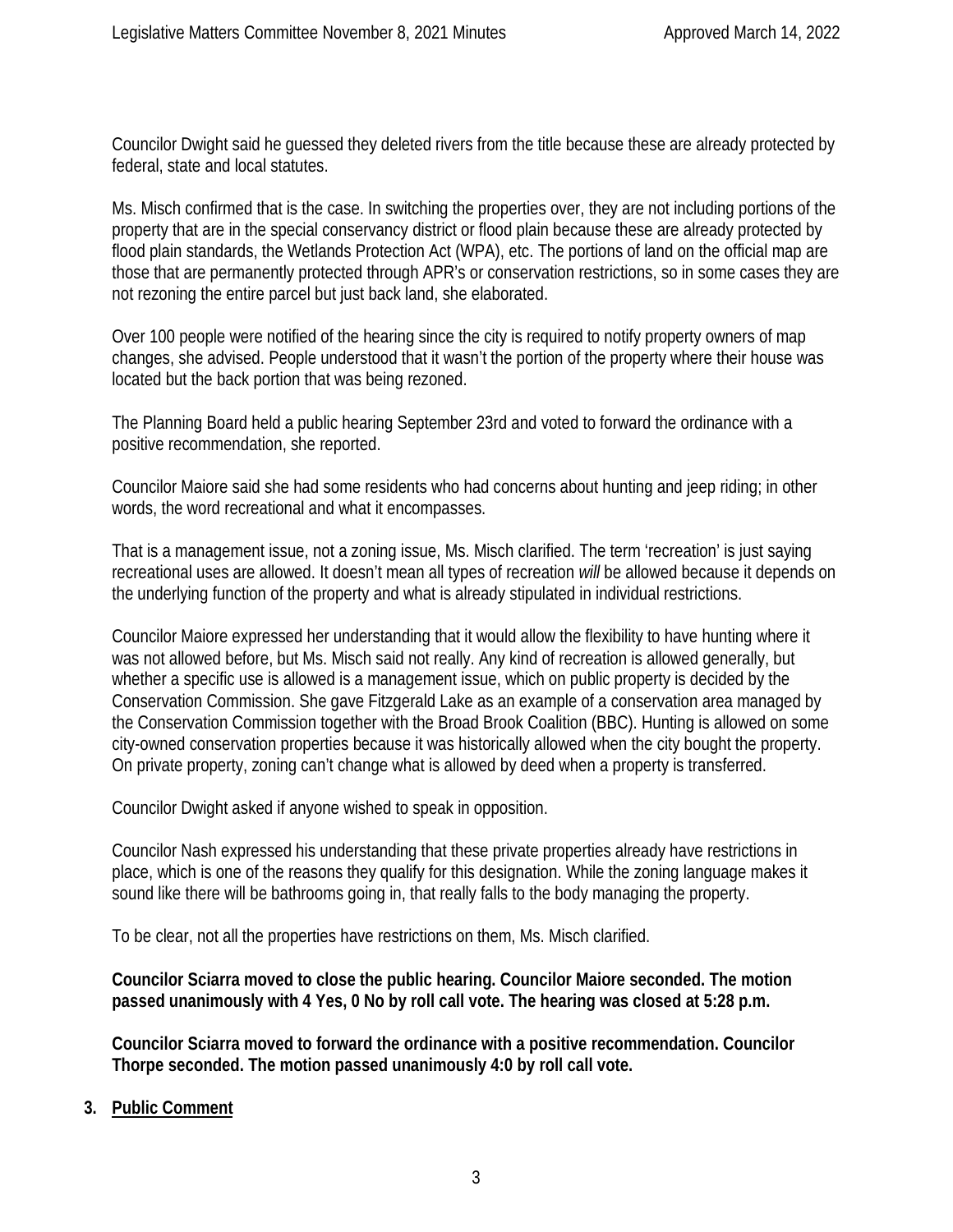Councilor Dwight said he guessed they deleted rivers from the title because these are already protected by federal, state and local statutes.

Ms. Misch confirmed that is the case. In switching the properties over, they are not including portions of the property that are in the special conservancy district or flood plain because these are already protected by flood plain standards, the Wetlands Protection Act (WPA), etc. The portions of land on the official map are those that are permanently protected through APR's or conservation restrictions, so in some cases they are not rezoning the entire parcel but just back land, she elaborated.

Over 100 people were notified of the hearing since the city is required to notify property owners of map changes, she advised. People understood that it wasn't the portion of the property where their house was located but the back portion that was being rezoned.

The Planning Board held a public hearing September 23rd and voted to forward the ordinance with a positive recommendation, she reported.

Councilor Maiore said she had some residents who had concerns about hunting and jeep riding; in other words, the word recreational and what it encompasses.

That is a management issue, not a zoning issue, Ms. Misch clarified. The term 'recreation' is just saying recreational uses are allowed. It doesn't mean all types of recreation *will* be allowed because it depends on the underlying function of the property and what is already stipulated in individual restrictions.

Councilor Maiore expressed her understanding that it would allow the flexibility to have hunting where it was not allowed before, but Ms. Misch said not really. Any kind of recreation is allowed generally, but whether a specific use is allowed is a management issue, which on public property is decided by the Conservation Commission. She gave Fitzgerald Lake as an example of a conservation area managed by the Conservation Commission together with the Broad Brook Coalition (BBC). Hunting is allowed on some city-owned conservation properties because it was historically allowed when the city bought the property. On private property, zoning can't change what is allowed by deed when a property is transferred.

Councilor Dwight asked if anyone wished to speak in opposition.

Councilor Nash expressed his understanding that these private properties already have restrictions in place, which is one of the reasons they qualify for this designation. While the zoning language makes it sound like there will be bathrooms going in, that really falls to the body managing the property.

To be clear, not all the properties have restrictions on them, Ms. Misch clarified.

**Councilor Sciarra moved to close the public hearing. Councilor Maiore seconded. The motion passed unanimously with 4 Yes, 0 No by roll call vote. The hearing was closed at 5:28 p.m.**

**Councilor Sciarra moved to forward the ordinance with a positive recommendation. Councilor Thorpe seconded. The motion passed unanimously 4:0 by roll call vote.**

## 3. Public Comment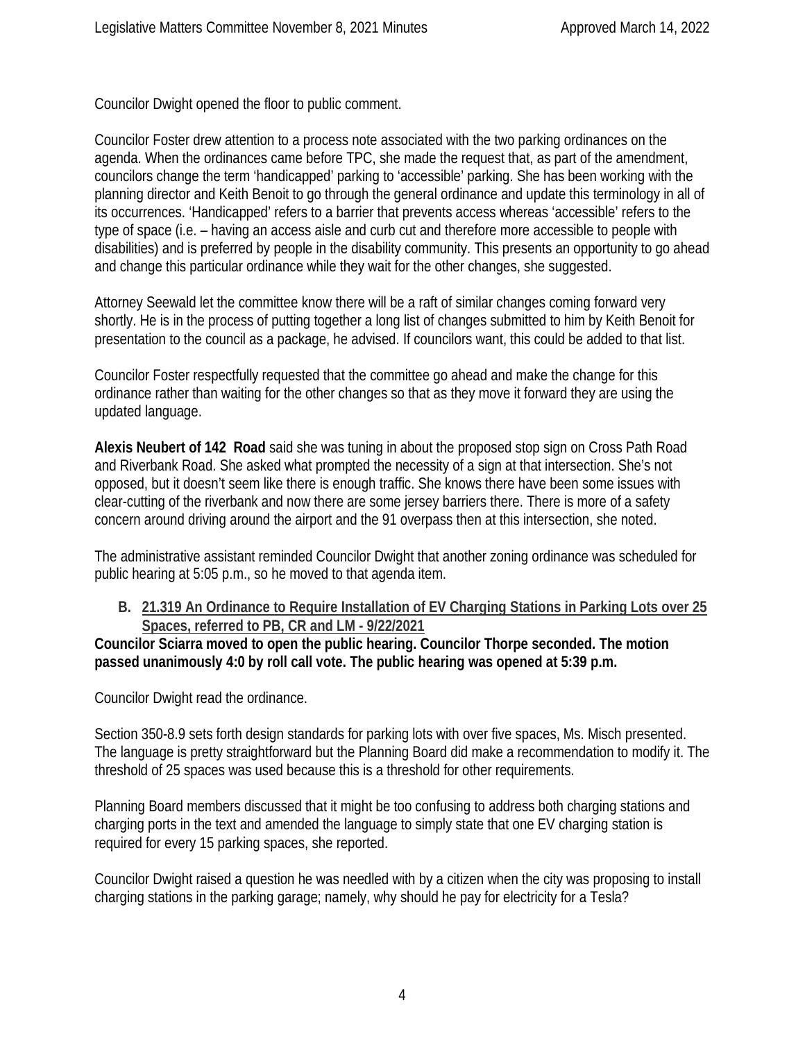Councilor Dwight opened the floor to public comment.

Councilor Foster drew attention to a process note associated with the two parking ordinances on the agenda. When the ordinances came before TPC, she made the request that, as part of the amendment, councilors change the term 'handicapped' parking to 'accessible' parking. She has been working with the planning director and Keith Benoit to go through the general ordinance and update this terminology in all of its occurrences. 'Handicapped' refers to a barrier that prevents access whereas 'accessible' refers to the type of space (i.e. – having an access aisle and curb cut and therefore more accessible to people with disabilities) and is preferred by people in the disability community. This presents an opportunity to go ahead and change this particular ordinance while they wait for the other changes, she suggested.

Attorney Seewald let the committee know there will be a raft of similar changes coming forward very shortly. He is in the process of putting together a long list of changes submitted to him by Keith Benoit for presentation to the council as a package, he advised. If councilors want, this could be added to that list.

Councilor Foster respectfully requested that the committee go ahead and make the change for this ordinance rather than waiting for the other changes so that as they move it forward they are using the updated language.

**Alexis Neubert of 142  Road** said she was tuning in about the proposed stop sign on Cross Path Road and Riverbank Road. She asked what prompted the necessity of a sign at that intersection. She's not opposed, but it doesn't seem like there is enough traffic. She knows there have been some issues with clear-cutting of the riverbank and now there are some jersey barriers there. There is more of a safety concern around driving around the airport and the 91 overpass then at this intersection, she noted.

The administrative assistant reminded Councilor Dwight that another zoning ordinance was scheduled for public hearing at 5:05 p.m., so he moved to that agenda item.

**B. <u>21.319 An Ordinance to Require Installation of EV Charging Stations in Parking Lots over 25 Spaces, referred to PB, CR and LM - 9/22/2021</u>**

**Councilor Sciarra moved to open the public hearing. Councilor Thorpe seconded. The motion passed unanimously 4:0 by roll call vote. The public hearing was opened at 5:39 p.m.**

Councilor Dwight read the ordinance.

Section 350-8.9 sets forth design standards for parking lots with over five spaces, Ms. Misch presented. The language is pretty straightforward but the Planning Board did make a recommendation to modify it. The threshold of 25 spaces was used because this is a threshold for other requirements.

Planning Board members discussed that it might be too confusing to address both charging stations and charging ports in the text and amended the language to simply state that one EV charging station is required for every 15 parking spaces, she reported.

Councilor Dwight raised a question he was needled with by a citizen when the city was proposing to install charging stations in the parking garage; namely, why should he pay for electricity for a Tesla?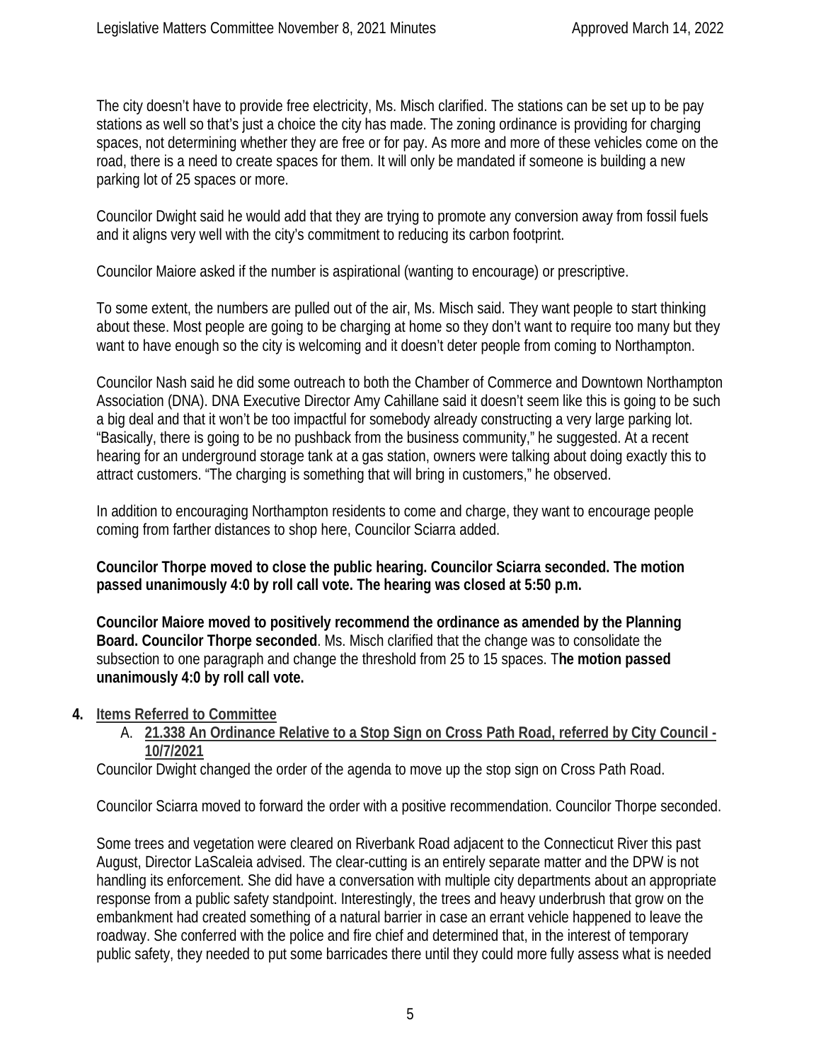The city doesn't have to provide free electricity, Ms. Misch clarified. The stations can be set up to be pay stations as well so that's just a choice the city has made. The zoning ordinance is providing for charging spaces, not determining whether they are free or for pay. As more and more of these vehicles come on the road, there is a need to create spaces for them. It will only be mandated if someone is building a new parking lot of 25 spaces or more.

Councilor Dwight said he would add that they are trying to promote any conversion away from fossil fuels and it aligns very well with the city's commitment to reducing its carbon footprint.

Councilor Maiore asked if the number is aspirational (wanting to encourage) or prescriptive.

To some extent, the numbers are pulled out of the air, Ms. Misch said. They want people to start thinking about these. Most people are going to be charging at home so they don't want to require too many but they want to have enough so the city is welcoming and it doesn't deter people from coming to Northampton.

Councilor Nash said he did some outreach to both the Chamber of Commerce and Downtown Northampton Association (DNA). DNA Executive Director Amy Cahillane said it doesn't seem like this is going to be such a big deal and that it won't be too impactful for somebody already constructing a very large parking lot. "Basically, there is going to be no pushback from the business community," he suggested. At a recent hearing for an underground storage tank at a gas station, owners were talking about doing exactly this to attract customers. "The charging is something that will bring in customers," he observed.

In addition to encouraging Northampton residents to come and charge, they want to encourage people coming from farther distances to shop here, Councilor Sciarra added.

**Councilor Thorpe moved to close the public hearing. Councilor Sciarra seconded. The motion passed unanimously 4:0 by roll call vote. The hearing was closed at 5:50 p.m.**

**Councilor Maiore moved to positively recommend the ordinance as amended by the Planning Board. Councilor Thorpe seconded**. Ms. Misch clarified that the change was to consolidate the subsection to one paragraph and change the threshold from 25 to 15 spaces. T**he motion passed unanimously 4:0 by roll call vote.**

**4. Items Referred to Committee**

A. **21.338 An Ordinance Relative to a Stop Sign on Cross Path Road, referred by City Council - 10/7/2021**

Councilor Dwight changed the order of the agenda to move up the stop sign on Cross Path Road.

Councilor Sciarra moved to forward the order with a positive recommendation. Councilor Thorpe seconded.

Some trees and vegetation were cleared on Riverbank Road adjacent to the Connecticut River this past August, Director LaScaleia advised. The clear-cutting is an entirely separate matter and the DPW is not handling its enforcement. She did have a conversation with multiple city departments about an appropriate response from a public safety standpoint. Interestingly, the trees and heavy underbrush that grow on the embankment had created something of a natural barrier in case an errant vehicle happened to leave the roadway. She conferred with the police and fire chief and determined that, in the interest of temporary public safety, they needed to put some barricades there until they could more fully assess what is needed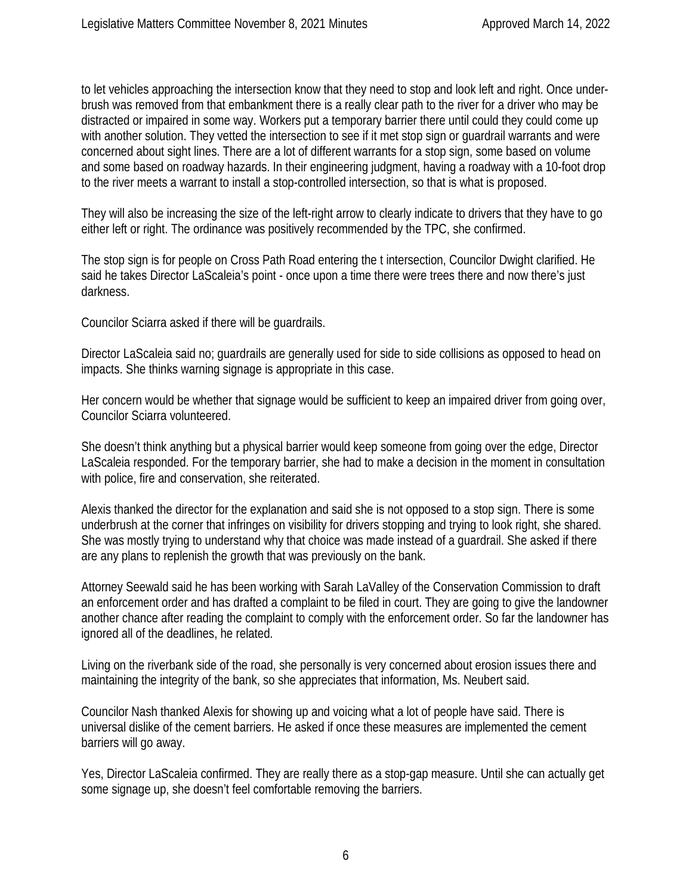to let vehicles approaching the intersection know that they need to stop and look left and right. Once under-brush was removed from that embankment there is a really clear path to the river for a driver who may be distracted or impaired in some way. Workers put a temporary barrier there until could they could come up with another solution. They vetted the intersection to see if it met stop sign or guardrail warrants and were concerned about sight lines. There are a lot of different warrants for a stop sign, some based on volume and some based on roadway hazards. In their engineering judgment, having a roadway with a 10-foot drop to the river meets a warrant to install a stop-controlled intersection, so that is what is proposed.

They will also be increasing the size of the left-right arrow to clearly indicate to drivers that they have to go either left or right. The ordinance was positively recommended by the TPC, she confirmed.

The stop sign is for people on Cross Path Road entering the t intersection, Councilor Dwight clarified. He said he takes Director LaScaleia's point - once upon a time there were trees there and now there's just darkness.

Councilor Sciarra asked if there will be guardrails.

Director LaScaleia said no; guardrails are generally used for side to side collisions as opposed to head on impacts. She thinks warning signage is appropriate in this case.

Her concern would be whether that signage would be sufficient to keep an impaired driver from going over, Councilor Sciarra volunteered.

She doesn't think anything but a physical barrier would keep someone from going over the edge, Director LaScaleia responded. For the temporary barrier, she had to make a decision in the moment in consultation with police, fire and conservation, she reiterated.

Alexis thanked the director for the explanation and said she is not opposed to a stop sign. There is some underbrush at the corner that infringes on visibility for drivers stopping and trying to look right, she shared. She was mostly trying to understand why that choice was made instead of a guardrail. She asked if there are any plans to replenish the growth that was previously on the bank.

Attorney Seewald said he has been working with Sarah LaValley of the Conservation Commission to draft an enforcement order and has drafted a complaint to be filed in court. They are going to give the landowner another chance after reading the complaint to comply with the enforcement order. So far the landowner has ignored all of the deadlines, he related.

Living on the riverbank side of the road, she personally is very concerned about erosion issues there and maintaining the integrity of the bank, so she appreciates that information, Ms. Neubert said.

Councilor Nash thanked Alexis for showing up and voicing what a lot of people have said. There is universal dislike of the cement barriers. He asked if once these measures are implemented the cement barriers will go away.

Yes, Director LaScaleia confirmed. They are really there as a stop-gap measure. Until she can actually get some signage up, she doesn't feel comfortable removing the barriers.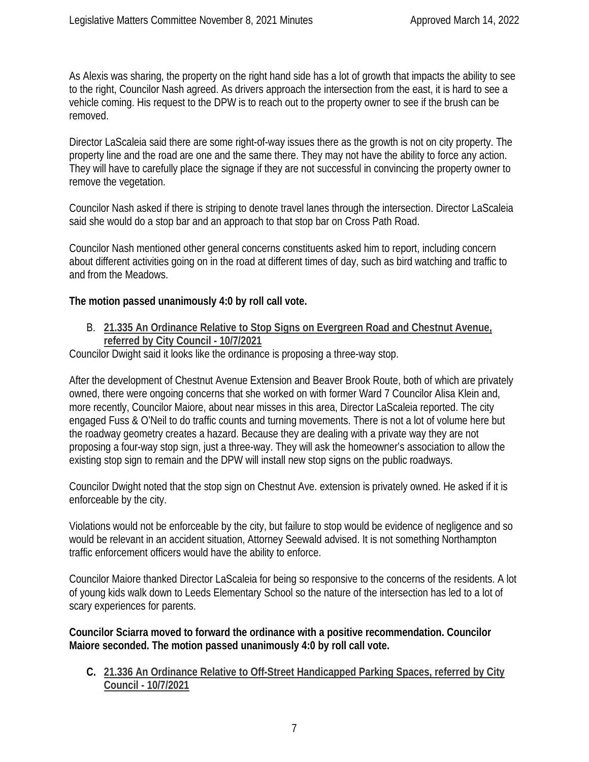As Alexis was sharing, the property on the right hand side has a lot of growth that impacts the ability to see to the right, Councilor Nash agreed. As drivers approach the intersection from the east, it is hard to see a vehicle coming. His request to the DPW is to reach out to the property owner to see if the brush can be removed.

Director LaScaleia said there are some right-of-way issues there as the growth is not on city property. The property line and the road are one and the same there. They may not have the ability to force any action. They will have to carefully place the signage if they are not successful in convincing the property owner to remove the vegetation.

Councilor Nash asked if there is striping to denote travel lanes through the intersection. Director LaScaleia said she would do a stop bar and an approach to that stop bar on Cross Path Road.

Councilor Nash mentioned other general concerns constituents asked him to report, including concern about different activities going on in the road at different times of day, such as bird watching and traffic to and from the Meadows.

**The motion passed unanimously 4:0 by roll call vote.**

B. **21.335 An Ordinance Relative to Stop Signs on Evergreen Road and Chestnut Avenue, referred by City Council - 10/7/2021**

Councilor Dwight said it looks like the ordinance is proposing a three-way stop.

After the development of Chestnut Avenue Extension and Beaver Brook Route, both of which are privately owned, there were ongoing concerns that she worked on with former Ward 7 Councilor Alisa Klein and, more recently, Councilor Maiore, about near misses in this area, Director LaScaleia reported. The city engaged Fuss & O'Neil to do traffic counts and turning movements. There is not a lot of volume here but the roadway geometry creates a hazard. Because they are dealing with a private way they are not proposing a four-way stop sign, just a three-way. They will ask the homeowner's association to allow the existing stop sign to remain and the DPW will install new stop signs on the public roadways.

Councilor Dwight noted that the stop sign on Chestnut Ave. extension is privately owned. He asked if it is enforceable by the city.

Violations would not be enforceable by the city, but failure to stop would be evidence of negligence and so would be relevant in an accident situation, Attorney Seewald advised. It is not something Northampton traffic enforcement officers would have the ability to enforce.

Councilor Maiore thanked Director LaScaleia for being so responsive to the concerns of the residents. A lot of young kids walk down to Leeds Elementary School so the nature of the intersection has led to a lot of scary experiences for parents.

**Councilor Sciarra moved to forward the ordinance with a positive recommendation. Councilor Maiore seconded. The motion passed unanimously 4:0 by roll call vote.**

C. **21.336 An Ordinance Relative to Off-Street Handicapped Parking Spaces, referred by City Council - 10/7/2021**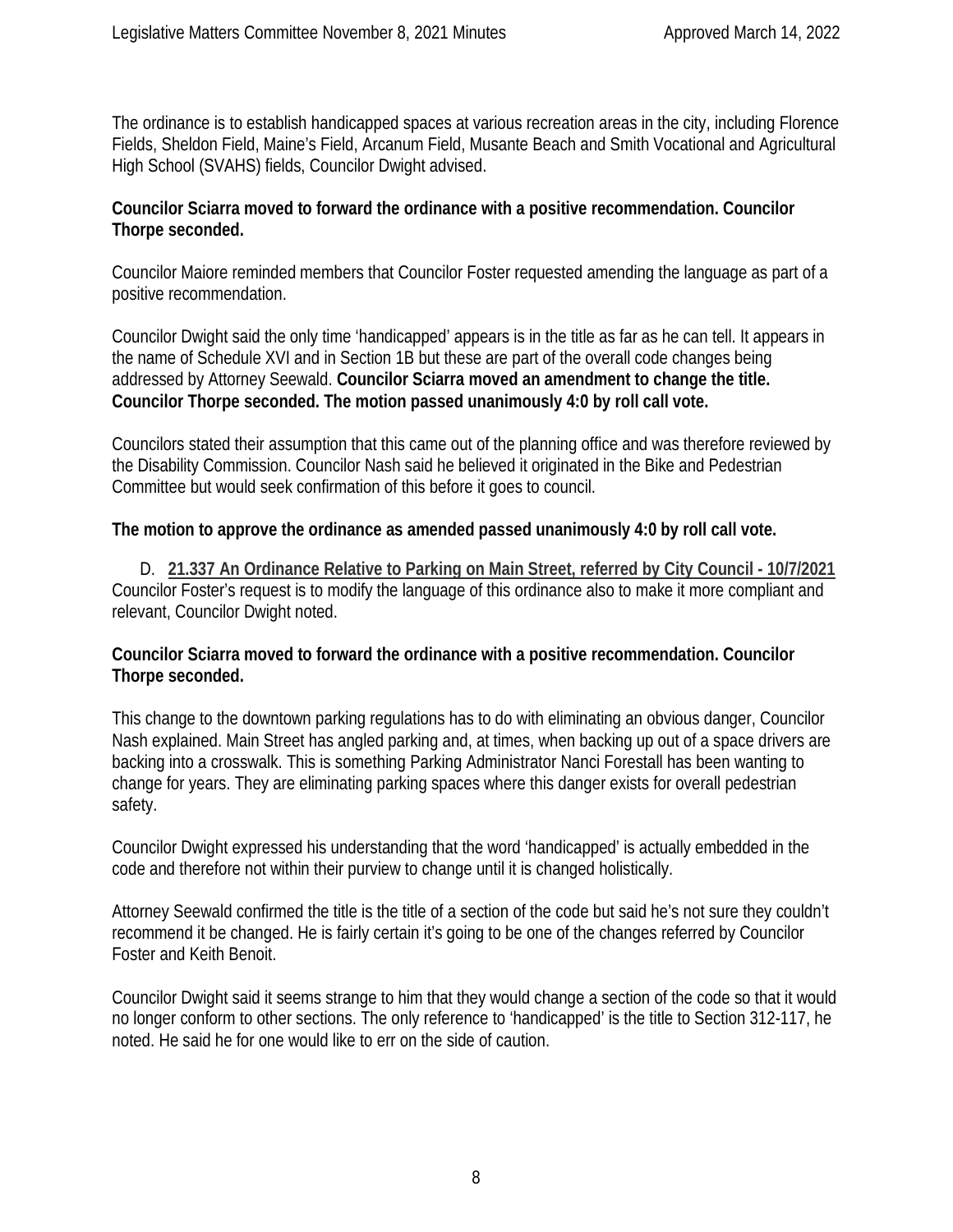The ordinance is to establish handicapped spaces at various recreation areas in the city, including Florence Fields, Sheldon Field, Maine's Field, Arcanum Field, Musante Beach and Smith Vocational and Agricultural High School (SVAHS) fields, Councilor Dwight advised.

**Councilor Sciarra moved to forward the ordinance with a positive recommendation. Councilor Thorpe seconded.**

Councilor Maiore reminded members that Councilor Foster requested amending the language as part of a positive recommendation.

Councilor Dwight said the only time 'handicapped' appears is in the title as far as he can tell. It appears in the name of Schedule XVI and in Section 1B but these are part of the overall code changes being addressed by Attorney Seewald. **Councilor Sciarra moved an amendment to change the title. Councilor Thorpe seconded. The motion passed unanimously 4:0 by roll call vote.**

Councilors stated their assumption that this came out of the planning office and was therefore reviewed by the Disability Commission. Councilor Nash said he believed it originated in the Bike and Pedestrian Committee but would seek confirmation of this before it goes to council.

**The motion to approve the ordinance as amended passed unanimously 4:0 by roll call vote.**

D. **21.337 An Ordinance Relative to Parking on Main Street, referred by City Council - 10/7/2021**
Councilor Foster's request is to modify the language of this ordinance also to make it more compliant and relevant, Councilor Dwight noted.

**Councilor Sciarra moved to forward the ordinance with a positive recommendation. Councilor Thorpe seconded.**

This change to the downtown parking regulations has to do with eliminating an obvious danger, Councilor Nash explained. Main Street has angled parking and, at times, when backing up out of a space drivers are backing into a crosswalk. This is something Parking Administrator Nanci Forestall has been wanting to change for years. They are eliminating parking spaces where this danger exists for overall pedestrian safety.

Councilor Dwight expressed his understanding that the word 'handicapped' is actually embedded in the code and therefore not within their purview to change until it is changed holistically.

Attorney Seewald confirmed the title is the title of a section of the code but said he's not sure they couldn't recommend it be changed. He is fairly certain it's going to be one of the changes referred by Councilor Foster and Keith Benoit.

Councilor Dwight said it seems strange to him that they would change a section of the code so that it would no longer conform to other sections. The only reference to 'handicapped' is the title to Section 312-117, he noted. He said he for one would like to err on the side of caution.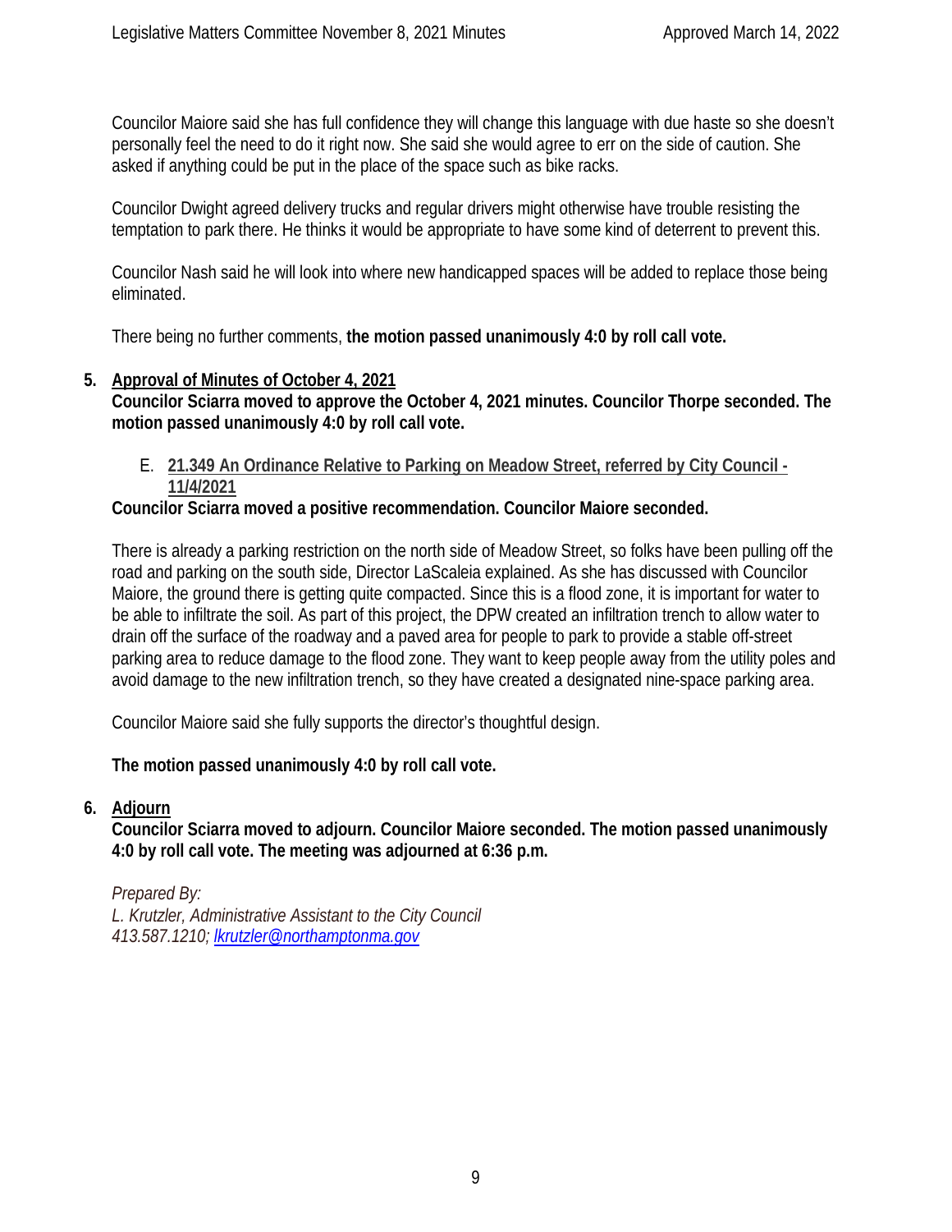Councilor Maiore said she has full confidence they will change this language with due haste so she doesn't personally feel the need to do it right now. She said she would agree to err on the side of caution. She asked if anything could be put in the place of the space such as bike racks.

Councilor Dwight agreed delivery trucks and regular drivers might otherwise have trouble resisting the temptation to park there. He thinks it would be appropriate to have some kind of deterrent to prevent this.

Councilor Nash said he will look into where new handicapped spaces will be added to replace those being eliminated.

There being no further comments, **the motion passed unanimously 4:0 by roll call vote.**

5. **Approval of Minutes of October 4, 2021**

**Councilor Sciarra moved to approve the October 4, 2021 minutes. Councilor Thorpe seconded. The motion passed unanimously 4:0 by roll call vote.**

E. **21.349 An Ordinance Relative to Parking on Meadow Street, referred by City Council - 11/4/2021**

**Councilor Sciarra moved a positive recommendation. Councilor Maiore seconded.**

There is already a parking restriction on the north side of Meadow Street, so folks have been pulling off the road and parking on the south side, Director LaScaleia explained. As she has discussed with Councilor Maiore, the ground there is getting quite compacted. Since this is a flood zone, it is important for water to be able to infiltrate the soil. As part of this project, the DPW created an infiltration trench to allow water to drain off the surface of the roadway and a paved area for people to park to provide a stable off-street parking area to reduce damage to the flood zone. They want to keep people away from the utility poles and avoid damage to the new infiltration trench, so they have created a designated nine-space parking area.

Councilor Maiore said she fully supports the director's thoughtful design.

**The motion passed unanimously 4:0 by roll call vote.**

6. **Adjourn**

**Councilor Sciarra moved to adjourn. Councilor Maiore seconded. The motion passed unanimously 4:0 by roll call vote. The meeting was adjourned at 6:36 p.m.**

*Prepared By:*
*L. Krutzler, Administrative Assistant to the City Council*
*413.587.1210; lkrutzler@northamptonma.gov*